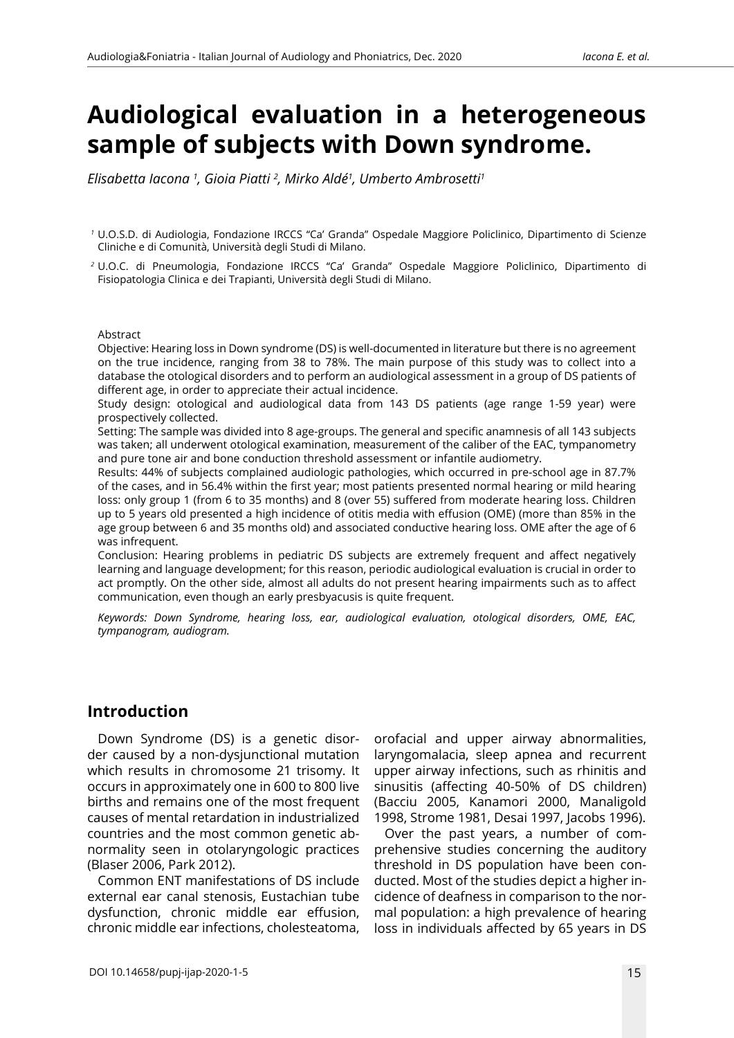# Audiological evaluation in a heterogeneous sample of subjects with Down syndrome.

*Elisabetta Iacona [1], Gioia Piatti [2], Mirko Aldé[1], Umberto Ambrosetti[1]*

[1] U.O.S.D. di Audiologia, Fondazione IRCCS "Ca' Granda" Ospedale Maggiore Policlinico, Dipartimento di Scienze Cliniche e di Comunità, Università degli Studi di Milano.

[2] U.O.C. di Pneumologia, Fondazione IRCCS "Ca' Granda" Ospedale Maggiore Policlinico, Dipartimento di Fisiopatologia Clinica e dei Trapianti, Università degli Studi di Milano.

Abstract

Objective: Hearing loss in Down syndrome (DS) is well-documented in literature but there is no agreement on the true incidence, ranging from 38 to 78%. The main purpose of this study was to collect into a database the otological disorders and to perform an audiological assessment in a group of DS patients of different age, in order to appreciate their actual incidence.

Study design: otological and audiological data from 143 DS patients (age range 1-59 year) were prospectively collected.

Setting: The sample was divided into 8 age-groups. The general and specific anamnesis of all 143 subjects was taken; all underwent otological examination, measurement of the caliber of the EAC, tympanometry and pure tone air and bone conduction threshold assessment or infantile audiometry.

Results: 44% of subjects complained audiologic pathologies, which occurred in pre-school age in 87.7% of the cases, and in 56.4% within the first year; most patients presented normal hearing or mild hearing loss: only group 1 (from 6 to 35 months) and 8 (over 55) suffered from moderate hearing loss. Children up to 5 years old presented a high incidence of otitis media with effusion (OME) (more than 85% in the age group between 6 and 35 months old) and associated conductive hearing loss. OME after the age of 6 was infrequent.

Conclusion: Hearing problems in pediatric DS subjects are extremely frequent and affect negatively learning and language development; for this reason, periodic audiological evaluation is crucial in order to act promptly. On the other side, almost all adults do not present hearing impairments such as to affect communication, even though an early presbyacusis is quite frequent.

*Keywords: Down Syndrome, hearing loss, ear, audiological evaluation, otological disorders, OME, EAC, tympanogram, audiogram.*

## Introduction

Down Syndrome (DS) is a genetic disorder caused by a non-dysjunctional mutation which results in chromosome 21 trisomy. It occurs in approximately one in 600 to 800 live births and remains one of the most frequent causes of mental retardation in industrialized countries and the most common genetic abnormality seen in otolaryngologic practices (Blaser 2006, Park 2012).

Common ENT manifestations of DS include external ear canal stenosis, Eustachian tube dysfunction, chronic middle ear effusion, chronic middle ear infections, cholesteatoma, orofacial and upper airway abnormalities, laryngomalacia, sleep apnea and recurrent upper airway infections, such as rhinitis and sinusitis (affecting 40-50% of DS children) (Bacciu 2005, Kanamori 2000, Manaligold 1998, Strome 1981, Desai 1997, Jacobs 1996).

Over the past years, a number of comprehensive studies concerning the auditory threshold in DS population have been conducted. Most of the studies depict a higher incidence of deafness in comparison to the normal population: a high prevalence of hearing loss in individuals affected by 65 years in DS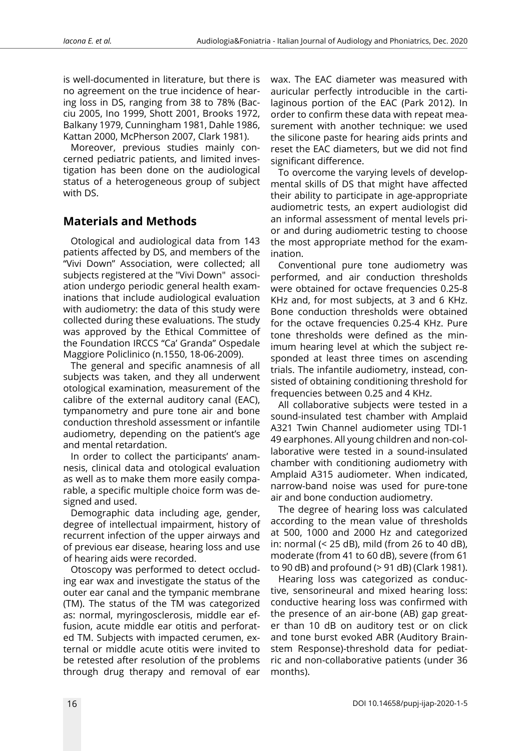is well-documented in literature, but there is no agreement on the true incidence of hearing loss in DS, ranging from 38 to 78% (Bacciu 2005, Ino 1999, Shott 2001, Brooks 1972, Balkany 1979, Cunningham 1981, Dahle 1986, Kattan 2000, McPherson 2007, Clark 1981).

Moreover, previous studies mainly concerned pediatric patients, and limited investigation has been done on the audiological status of a heterogeneous group of subject with DS.

## Materials and Methods

Otological and audiological data from 143 patients affected by DS, and members of the "Vivi Down" Association, were collected; all subjects registered at the "Vivi Down" association undergo periodic general health examinations that include audiological evaluation with audiometry: the data of this study were collected during these evaluations. The study was approved by the Ethical Committee of the Foundation IRCCS "Ca' Granda" Ospedale Maggiore Policlinico (n.1550, 18-06-2009).

The general and specific anamnesis of all subjects was taken, and they all underwent otological examination, measurement of the calibre of the external auditory canal (EAC), tympanometry and pure tone air and bone conduction threshold assessment or infantile audiometry, depending on the patient's age and mental retardation.

In order to collect the participants' anamnesis, clinical data and otological evaluation as well as to make them more easily comparable, a specific multiple choice form was designed and used.

Demographic data including age, gender, degree of intellectual impairment, history of recurrent infection of the upper airways and of previous ear disease, hearing loss and use of hearing aids were recorded.

Otoscopy was performed to detect occluding ear wax and investigate the status of the outer ear canal and the tympanic membrane (TM). The status of the TM was categorized as: normal, myringosclerosis, middle ear effusion, acute middle ear otitis and perforated TM. Subjects with impacted cerumen, external or middle acute otitis were invited to be retested after resolution of the problems through drug therapy and removal of ear wax. The EAC diameter was measured with auricular perfectly introducible in the cartilaginous portion of the EAC (Park 2012). In order to confirm these data with repeat measurement with another technique: we used the silicone paste for hearing aids prints and reset the EAC diameters, but we did not find significant difference.

To overcome the varying levels of developmental skills of DS that might have affected their ability to participate in age-appropriate audiometric tests, an expert audiologist did an informal assessment of mental levels prior and during audiometric testing to choose the most appropriate method for the examination.

Conventional pure tone audiometry was performed, and air conduction thresholds were obtained for octave frequencies 0.25-8 KHz and, for most subjects, at 3 and 6 KHz. Bone conduction thresholds were obtained for the octave frequencies 0.25-4 KHz. Pure tone thresholds were defined as the minimum hearing level at which the subject responded at least three times on ascending trials. The infantile audiometry, instead, consisted of obtaining conditioning threshold for frequencies between 0.25 and 4 KHz.

All collaborative subjects were tested in a sound-insulated test chamber with Amplaid A321 Twin Channel audiometer using TDI-1 49 earphones. All young children and non-collaborative were tested in a sound-insulated chamber with conditioning audiometry with Amplaid A315 audiometer. When indicated, narrow-band noise was used for pure-tone air and bone conduction audiometry.

The degree of hearing loss was calculated according to the mean value of thresholds at 500, 1000 and 2000 Hz and categorized in: normal (< 25 dB), mild (from 26 to 40 dB), moderate (from 41 to 60 dB), severe (from 61 to 90 dB) and profound (> 91 dB) (Clark 1981).

Hearing loss was categorized as conductive, sensorineural and mixed hearing loss: conductive hearing loss was confirmed with the presence of an air-bone (AB) gap greater than 10 dB on auditory test or on click and tone burst evoked ABR (Auditory Brainstem Response)-threshold data for pediatric and non-collaborative patients (under 36 months).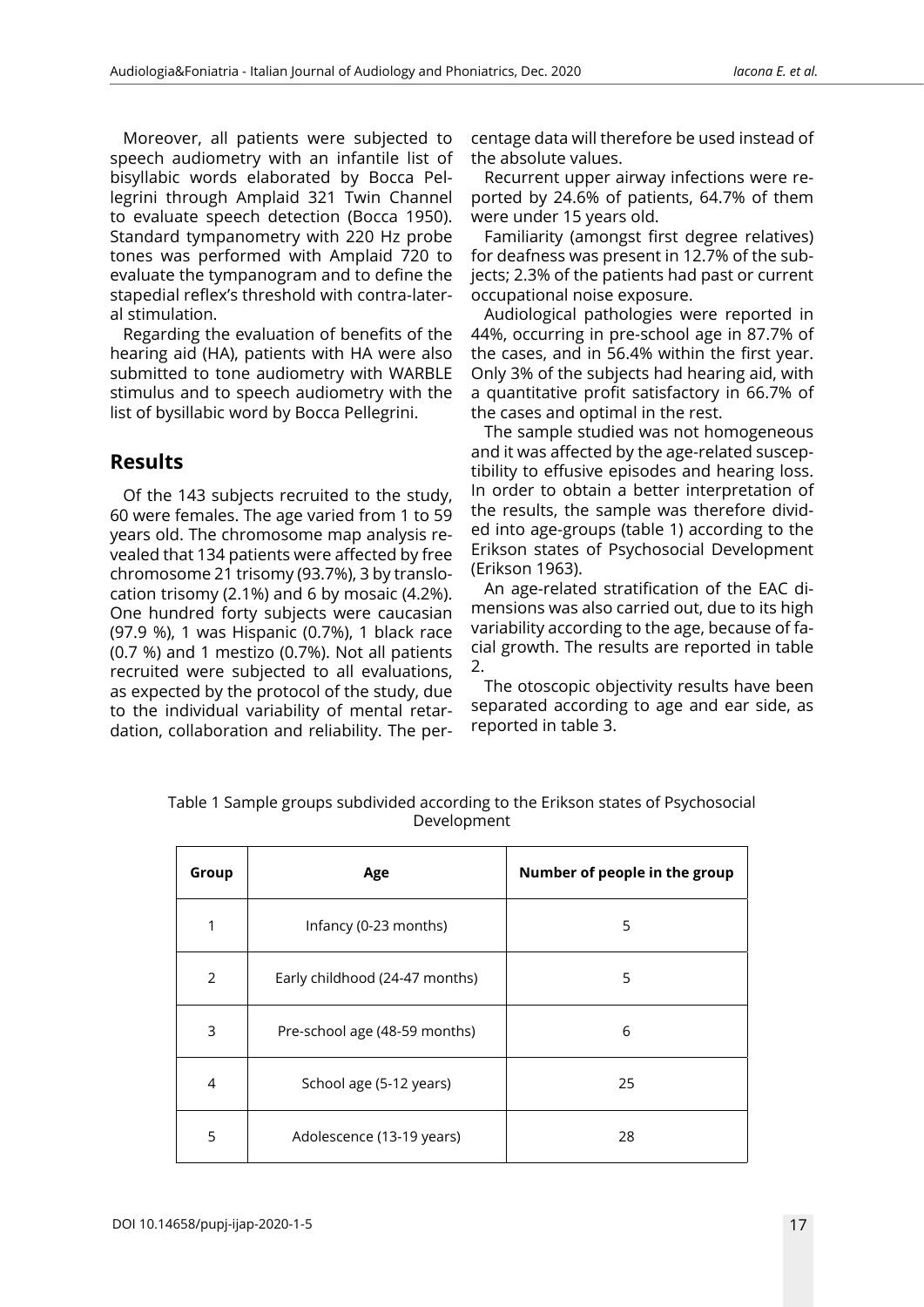Moreover, all patients were subjected to speech audiometry with an infantile list of bisyllabic words elaborated by Bocca Pellegrini through Amplaid 321 Twin Channel to evaluate speech detection (Bocca 1950). Standard tympanometry with 220 Hz probe tones was performed with Amplaid 720 to evaluate the tympanogram and to define the stapedial reflex's threshold with contra-lateral stimulation.

Regarding the evaluation of benefits of the hearing aid (HA), patients with HA were also submitted to tone audiometry with WARBLE stimulus and to speech audiometry with the list of bysillabic word by Bocca Pellegrini.

## Results

Of the 143 subjects recruited to the study, 60 were females. The age varied from 1 to 59 years old. The chromosome map analysis revealed that 134 patients were affected by free chromosome 21 trisomy (93.7%), 3 by translocation trisomy (2.1%) and 6 by mosaic (4.2%). One hundred forty subjects were caucasian (97.9 %), 1 was Hispanic (0.7%), 1 black race (0.7 %) and 1 mestizo (0.7%). Not all patients recruited were subjected to all evaluations, as expected by the protocol of the study, due to the individual variability of mental retardation, collaboration and reliability. The percentage data will therefore be used instead of the absolute values.

Recurrent upper airway infections were reported by 24.6% of patients, 64.7% of them were under 15 years old.

Familiarity (amongst first degree relatives) for deafness was present in 12.7% of the subjects; 2.3% of the patients had past or current occupational noise exposure.

Audiological pathologies were reported in 44%, occurring in pre-school age in 87.7% of the cases, and in 56.4% within the first year. Only 3% of the subjects had hearing aid, with a quantitative profit satisfactory in 66.7% of the cases and optimal in the rest.

The sample studied was not homogeneous and it was affected by the age-related susceptibility to effusive episodes and hearing loss. In order to obtain a better interpretation of the results, the sample was therefore divided into age-groups (table 1) according to the Erikson states of Psychosocial Development (Erikson 1963).

An age-related stratification of the EAC dimensions was also carried out, due to its high variability according to the age, because of facial growth. The results are reported in table 2.

The otoscopic objectivity results have been separated according to age and ear side, as reported in table 3.

Table 1 Sample groups subdivided according to the Erikson states of Psychosocial Development

| Group | Age | Number of people in the group |
|---|---|---|
| 1 | Infancy (0-23 months) | 5 |
| 2 | Early childhood (24-47 months) | 5 |
| 3 | Pre-school age (48-59 months) | 6 |
| 4 | School age (5-12 years) | 25 |
| 5 | Adolescence (13-19 years) | 28 |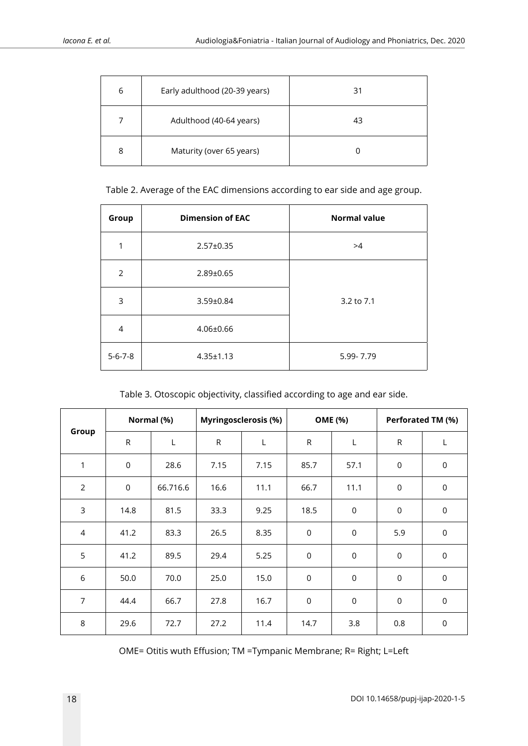| 6 | Early adulthood (20-39 years) | 31 |
|---|---|---|
| 7 | Adulthood (40-64 years) | 43 |
| 8 | Maturity (over 65 years) | 0 |

Table 2. Average of the EAC dimensions according to ear side and age group.

| Group | Dimension of EAC | Normal value |
|---|---|---|
| 1 | 2.57±0.35 | >4 |
| 2 | 2.89±0.65 | 3.2 to 7.1 |
| 3 | 3.59±0.84 | |
| 4 | 4.06±0.66 | |
| 5-6-7-8 | 4.35±1.13 | 5.99- 7.79 |

Table 3. Otoscopic objectivity, classified according to age and ear side.

| Group | Normal (%) | | Myringosclerosis (%) | | OME (%) | | Perforated TM (%) | |
|---|---|---|---|---|---|---|---|---|
| | R | L | R | L | R | L | R | L |
| 1 | 0 | 28.6 | 7.15 | 7.15 | 85.7 | 57.1 | 0 | 0 |
| 2 | 0 | 66.716.6 | 16.6 | 11.1 | 66.7 | 11.1 | 0 | 0 |
| 3 | 14.8 | 81.5 | 33.3 | 9.25 | 18.5 | 0 | 0 | 0 |
| 4 | 41.2 | 83.3 | 26.5 | 8.35 | 0 | 0 | 5.9 | 0 |
| 5 | 41.2 | 89.5 | 29.4 | 5.25 | 0 | 0 | 0 | 0 |
| 6 | 50.0 | 70.0 | 25.0 | 15.0 | 0 | 0 | 0 | 0 |
| 7 | 44.4 | 66.7 | 27.8 | 16.7 | 0 | 0 | 0 | 0 |
| 8 | 29.6 | 72.7 | 27.2 | 11.4 | 14.7 | 3.8 | 0.8 | 0 |

OME= Otitis wuth Effusion; TM =Tympanic Membrane; R= Right; L=Left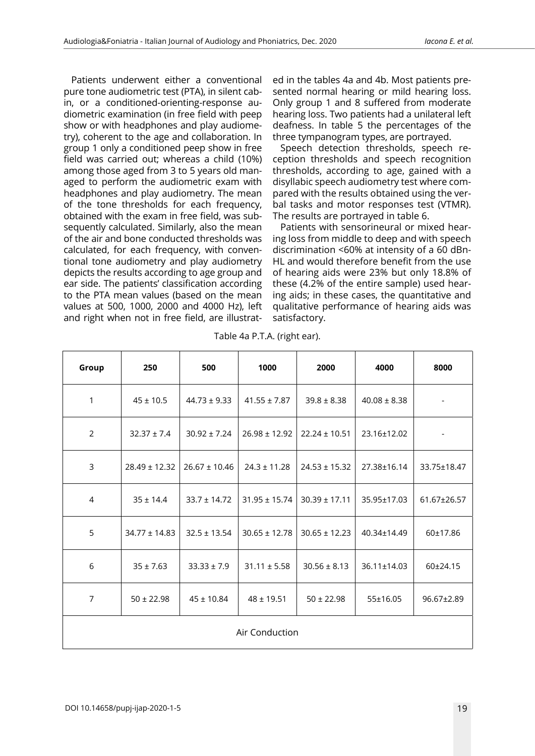Patients underwent either a conventional pure tone audiometric test (PTA), in silent cabin, or a conditioned-orienting-response audiometric examination (in free field with peep show or with headphones and play audiometry), coherent to the age and collaboration. In group 1 only a conditioned peep show in free field was carried out; whereas a child (10%) among those aged from 3 to 5 years old managed to perform the audiometric exam with headphones and play audiometry. The mean of the tone thresholds for each frequency, obtained with the exam in free field, was subsequently calculated. Similarly, also the mean of the air and bone conducted thresholds was calculated, for each frequency, with conventional tone audiometry and play audiometry depicts the results according to age group and ear side. The patients' classification according to the PTA mean values (based on the mean values at 500, 1000, 2000 and 4000 Hz), left and right when not in free field, are illustrated in the tables 4a and 4b. Most patients presented normal hearing or mild hearing loss. Only group 1 and 8 suffered from moderate hearing loss. Two patients had a unilateral left deafness. In table 5 the percentages of the three tympanogram types, are portrayed.

Speech detection thresholds, speech reception thresholds and speech recognition thresholds, according to age, gained with a disyllabic speech audiometry test where compared with the results obtained using the verbal tasks and motor responses test (VTMR). The results are portrayed in table 6.

Patients with sensorineural or mixed hearing loss from middle to deep and with speech discrimination <60% at intensity of a 60 dBnHL and would therefore benefit from the use of hearing aids were 23% but only 18.8% of these (4.2% of the entire sample) used hearing aids; in these cases, the quantitative and qualitative performance of hearing aids was satisfactory.

Table 4a P.T.A. (right ear).

| Group | 250 | 500 | 1000 | 2000 | 4000 | 8000 |
|---|---|---|---|---|---|---|
| 1 | 45 ± 10.5 | 44.73 ± 9.33 | 41.55 ± 7.87 | 39.8 ± 8.38 | 40.08 ± 8.38 | - |
| 2 | 32.37 ± 7.4 | 30.92 ± 7.24 | 26.98 ± 12.92 | 22.24 ± 10.51 | 23.16±12.02 | - |
| 3 | 28.49 ± 12.32 | 26.67 ± 10.46 | 24.3 ± 11.28 | 24.53 ± 15.32 | 27.38±16.14 | 33.75±18.47 |
| 4 | 35 ± 14.4 | 33.7 ± 14.72 | 31.95 ± 15.74 | 30.39 ± 17.11 | 35.95±17.03 | 61.67±26.57 |
| 5 | 34.77 ± 14.83 | 32.5 ± 13.54 | 30.65 ± 12.78 | 30.65 ± 12.23 | 40.34±14.49 | 60±17.86 |
| 6 | 35 ± 7.63 | 33.33 ± 7.9 | 31.11 ± 5.58 | 30.56 ± 8.13 | 36.11±14.03 | 60±24.15 |
| 7 | 50 ± 22.98 | 45 ± 10.84 | 48 ± 19.51 | 50 ± 22.98 | 55±16.05 | 96.67±2.89 |
| Air Conduction | | | | | | |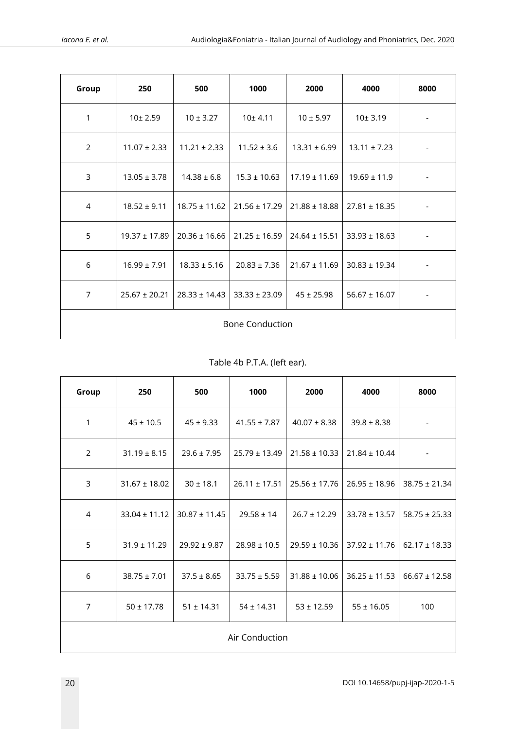| Group | 250 | 500 | 1000 | 2000 | 4000 | 8000 |
|---|---|---|---|---|---|---|
| 1 | 10± 2.59 | 10 ± 3.27 | 10± 4.11 | 10 ± 5.97 | 10± 3.19 | - |
| 2 | 11.07 ± 2.33 | 11.21 ± 2.33 | 11.52 ± 3.6 | 13.31 ± 6.99 | 13.11 ± 7.23 | - |
| 3 | 13.05 ± 3.78 | 14.38 ± 6.8 | 15.3 ± 10.63 | 17.19 ± 11.69 | 19.69 ± 11.9 | - |
| 4 | 18.52 ± 9.11 | 18.75 ± 11.62 | 21.56 ± 17.29 | 21.88 ± 18.88 | 27.81 ± 18.35 | - |
| 5 | 19.37 ± 17.89 | 20.36 ± 16.66 | 21.25 ± 16.59 | 24.64 ± 15.51 | 33.93 ± 18.63 | - |
| 6 | 16.99 ± 7.91 | 18.33 ± 5.16 | 20.83 ± 7.36 | 21.67 ± 11.69 | 30.83 ± 19.34 | - |
| 7 | 25.67 ± 20.21 | 28.33 ± 14.43 | 33.33 ± 23.09 | 45 ± 25.98 | 56.67 ± 16.07 | - |
| Bone Conduction | | | | | | |

Table 4b P.T.A. (left ear).

| Group | 250 | 500 | 1000 | 2000 | 4000 | 8000 |
|---|---|---|---|---|---|---|
| 1 | 45 ± 10.5 | 45 ± 9.33 | 41.55 ± 7.87 | 40.07 ± 8.38 | 39.8 ± 8.38 | - |
| 2 | 31.19 ± 8.15 | 29.6 ± 7.95 | 25.79 ± 13.49 | 21.58 ± 10.33 | 21.84 ± 10.44 | - |
| 3 | 31.67 ± 18.02 | 30 ± 18.1 | 26.11 ± 17.51 | 25.56 ± 17.76 | 26.95 ± 18.96 | 38.75 ± 21.34 |
| 4 | 33.04 ± 11.12 | 30.87 ± 11.45 | 29.58 ± 14 | 26.7 ± 12.29 | 33.78 ± 13.57 | 58.75 ± 25.33 |
| 5 | 31.9 ± 11.29 | 29.92 ± 9.87 | 28.98 ± 10.5 | 29.59 ± 10.36 | 37.92 ± 11.76 | 62.17 ± 18.33 |
| 6 | 38.75 ± 7.01 | 37.5 ± 8.65 | 33.75 ± 5.59 | 31.88 ± 10.06 | 36.25 ± 11.53 | 66.67 ± 12.58 |
| 7 | 50 ± 17.78 | 51 ± 14.31 | 54 ± 14.31 | 53 ± 12.59 | 55 ± 16.05 | 100 |
| Air Conduction | | | | | | |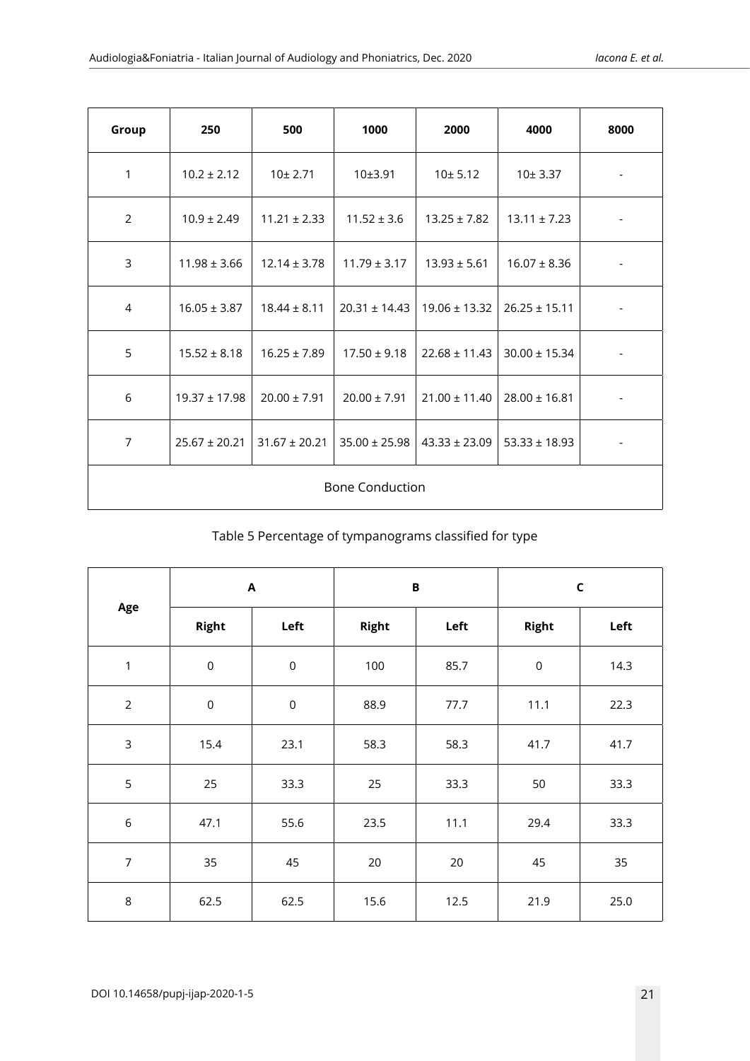| Group | 250 | 500 | 1000 | 2000 | 4000 | 8000 |
|---|---|---|---|---|---|---|
| 1 | 10.2 ± 2.12 | 10± 2.71 | 10±3.91 | 10± 5.12 | 10± 3.37 | - |
| 2 | 10.9 ± 2.49 | 11.21 ± 2.33 | 11.52 ± 3.6 | 13.25 ± 7.82 | 13.11 ± 7.23 | - |
| 3 | 11.98 ± 3.66 | 12.14 ± 3.78 | 11.79 ± 3.17 | 13.93 ± 5.61 | 16.07 ± 8.36 | - |
| 4 | 16.05 ± 3.87 | 18.44 ± 8.11 | 20.31 ± 14.43 | 19.06 ± 13.32 | 26.25 ± 15.11 | - |
| 5 | 15.52 ± 8.18 | 16.25 ± 7.89 | 17.50 ± 9.18 | 22.68 ± 11.43 | 30.00 ± 15.34 | - |
| 6 | 19.37 ± 17.98 | 20.00 ± 7.91 | 20.00 ± 7.91 | 21.00 ± 11.40 | 28.00 ± 16.81 | - |
| 7 | 25.67 ± 20.21 | 31.67 ± 20.21 | 35.00 ± 25.98 | 43.33 ± 23.09 | 53.33 ± 18.93 | - |
| Bone Conduction | | | | | | |

Table 5 Percentage of tympanograms classified for type

| Age | A | | B | | C | |
|---|---|---|---|---|---|---|
| | Right | Left | Right | Left | Right | Left |
| 1 | 0 | 0 | 100 | 85.7 | 0 | 14.3 |
| 2 | 0 | 0 | 88.9 | 77.7 | 11.1 | 22.3 |
| 3 | 15.4 | 23.1 | 58.3 | 58.3 | 41.7 | 41.7 |
| 5 | 25 | 33.3 | 25 | 33.3 | 50 | 33.3 |
| 6 | 47.1 | 55.6 | 23.5 | 11.1 | 29.4 | 33.3 |
| 7 | 35 | 45 | 20 | 20 | 45 | 35 |
| 8 | 62.5 | 62.5 | 15.6 | 12.5 | 21.9 | 25.0 |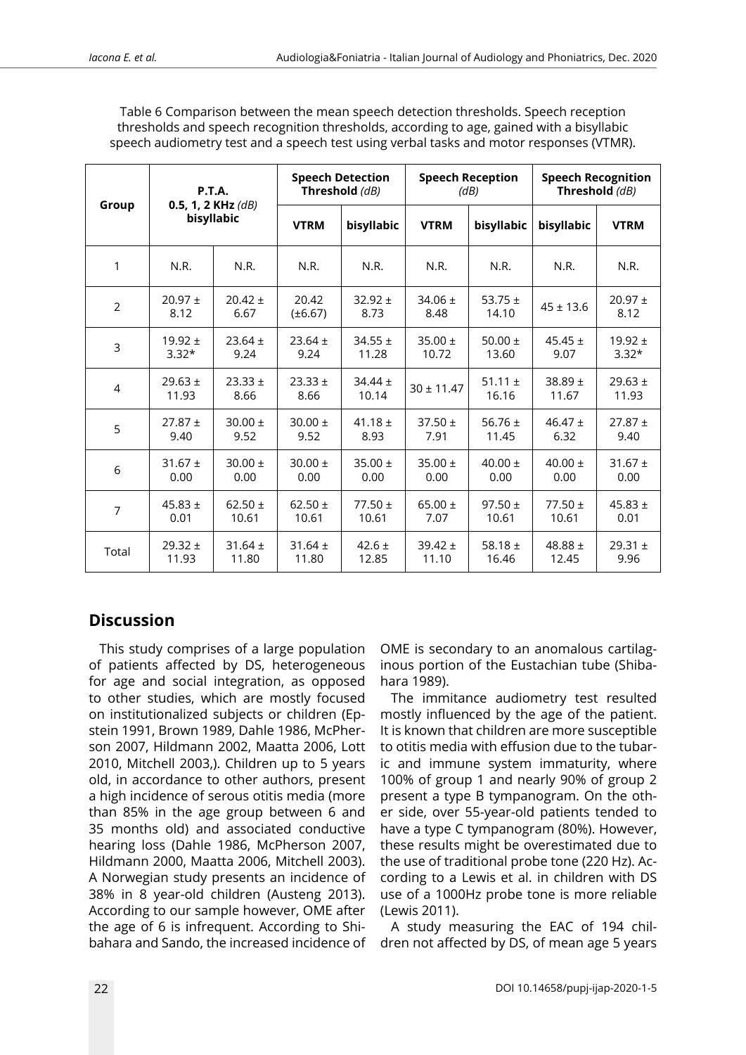Table 6 Comparison between the mean speech detection thresholds. Speech reception thresholds and speech recognition thresholds, according to age, gained with a bisyllabic speech audiometry test and a speech test using verbal tasks and motor responses (VTMR).

| Group | P.T.A. 0.5, 1, 2 KHz *(dB)* bisyllabic | | Speech Detection Threshold *(dB)* | | Speech Reception *(dB)* | | Speech Recognition Threshold *(dB)* | |
|---|---|---|---|---|---|---|---|---|
| | | | VTRM | bisyllabic | VTRM | bisyllabic | bisyllabic | VTRM |
| 1 | N.R. | N.R. | N.R. | N.R. | N.R. | N.R. | N.R. | N.R. |
| 2 | 20.97 ± 8.12 | 20.42 ± 6.67 | 20.42 (±6.67) | 32.92 ± 8.73 | 34.06 ± 8.48 | 53.75 ± 14.10 | 45 ± 13.6 | 20.97 ± 8.12 |
| 3 | 19.92 ± 3.32* | 23.64 ± 9.24 | 23.64 ± 9.24 | 34.55 ± 11.28 | 35.00 ± 10.72 | 50.00 ± 13.60 | 45.45 ± 9.07 | 19.92 ± 3.32* |
| 4 | 29.63 ± 11.93 | 23.33 ± 8.66 | 23.33 ± 8.66 | 34.44 ± 10.14 | 30 ± 11.47 | 51.11 ± 16.16 | 38.89 ± 11.67 | 29.63 ± 11.93 |
| 5 | 27.87 ± 9.40 | 30.00 ± 9.52 | 30.00 ± 9.52 | 41.18 ± 8.93 | 37.50 ± 7.91 | 56.76 ± 11.45 | 46.47 ± 6.32 | 27.87 ± 9.40 |
| 6 | 31.67 ± 0.00 | 30.00 ± 0.00 | 30.00 ± 0.00 | 35.00 ± 0.00 | 35.00 ± 0.00 | 40.00 ± 0.00 | 40.00 ± 0.00 | 31.67 ± 0.00 |
| 7 | 45.83 ± 0.01 | 62.50 ± 10.61 | 62.50 ± 10.61 | 77.50 ± 10.61 | 65.00 ± 7.07 | 97.50 ± 10.61 | 77.50 ± 10.61 | 45.83 ± 0.01 |
| Total | 29.32 ± 11.93 | 31.64 ± 11.80 | 31.64 ± 11.80 | 42.6 ± 12.85 | 39.42 ± 11.10 | 58.18 ± 16.46 | 48.88 ± 12.45 | 29.31 ± 9.96 |

## Discussion

This study comprises of a large population of patients affected by DS, heterogeneous for age and social integration, as opposed to other studies, which are mostly focused on institutionalized subjects or children (Epstein 1991, Brown 1989, Dahle 1986, McPherson 2007, Hildmann 2002, Maatta 2006, Lott 2010, Mitchell 2003,). Children up to 5 years old, in accordance to other authors, present a high incidence of serous otitis media (more than 85% in the age group between 6 and 35 months old) and associated conductive hearing loss (Dahle 1986, McPherson 2007, Hildmann 2000, Maatta 2006, Mitchell 2003). A Norwegian study presents an incidence of 38% in 8 year-old children (Austeng 2013). According to our sample however, OME after the age of 6 is infrequent. According to Shibahara and Sando, the increased incidence of OME is secondary to an anomalous cartilaginous portion of the Eustachian tube (Shibahara 1989).

The immitance audiometry test resulted mostly influenced by the age of the patient. It is known that children are more susceptible to otitis media with effusion due to the tubaric and immune system immaturity, where 100% of group 1 and nearly 90% of group 2 present a type B tympanogram. On the other side, over 55-year-old patients tended to have a type C tympanogram (80%). However, these results might be overestimated due to the use of traditional probe tone (220 Hz). According to a Lewis et al. in children with DS use of a 1000Hz probe tone is more reliable (Lewis 2011).

A study measuring the EAC of 194 children not affected by DS, of mean age 5 years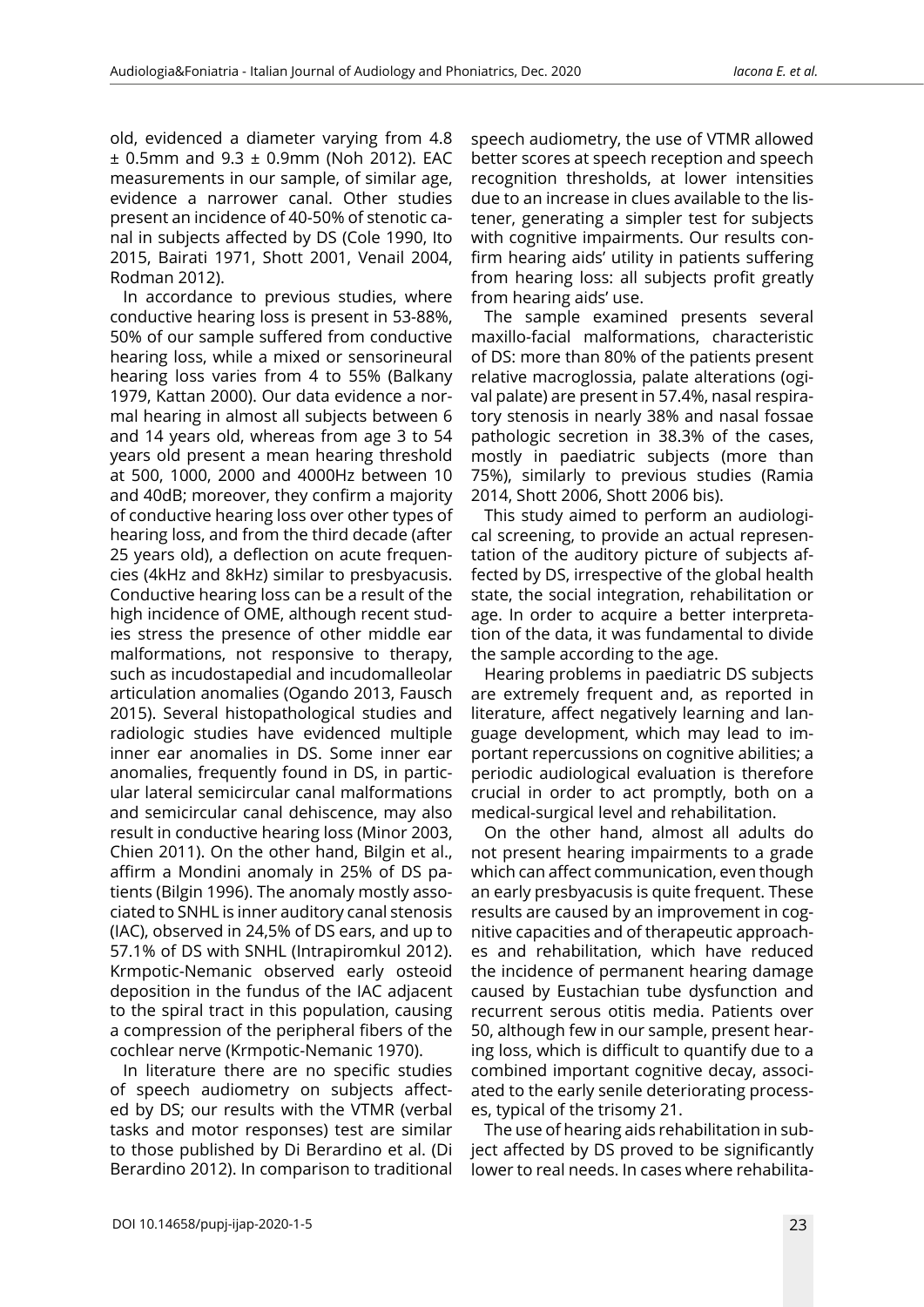old, evidenced a diameter varying from 4.8 ± 0.5mm and 9.3 ± 0.9mm (Noh 2012). EAC measurements in our sample, of similar age, evidence a narrower canal. Other studies present an incidence of 40-50% of stenotic canal in subjects affected by DS (Cole 1990, Ito 2015, Bairati 1971, Shott 2001, Venail 2004, Rodman 2012).

In accordance to previous studies, where conductive hearing loss is present in 53-88%, 50% of our sample suffered from conductive hearing loss, while a mixed or sensorineural hearing loss varies from 4 to 55% (Balkany 1979, Kattan 2000). Our data evidence a normal hearing in almost all subjects between 6 and 14 years old, whereas from age 3 to 54 years old present a mean hearing threshold at 500, 1000, 2000 and 4000Hz between 10 and 40dB; moreover, they confirm a majority of conductive hearing loss over other types of hearing loss, and from the third decade (after 25 years old), a deflection on acute frequencies (4kHz and 8kHz) similar to presbyacusis. Conductive hearing loss can be a result of the high incidence of OME, although recent studies stress the presence of other middle ear malformations, not responsive to therapy, such as incudostapedial and incudomalleolar articulation anomalies (Ogando 2013, Fausch 2015). Several histopathological studies and radiologic studies have evidenced multiple inner ear anomalies in DS. Some inner ear anomalies, frequently found in DS, in particular lateral semicircular canal malformations and semicircular canal dehiscence, may also result in conductive hearing loss (Minor 2003, Chien 2011). On the other hand, Bilgin et al., affirm a Mondini anomaly in 25% of DS patients (Bilgin 1996). The anomaly mostly associated to SNHL is inner auditory canal stenosis (IAC), observed in 24,5% of DS ears, and up to 57.1% of DS with SNHL (Intrapiromkul 2012). Krmpotic-Nemanic observed early osteoid deposition in the fundus of the IAC adjacent to the spiral tract in this population, causing a compression of the peripheral fibers of the cochlear nerve (Krmpotic-Nemanic 1970).

In literature there are no specific studies of speech audiometry on subjects affected by DS; our results with the VTMR (verbal tasks and motor responses) test are similar to those published by Di Berardino et al. (Di Berardino 2012). In comparison to traditional speech audiometry, the use of VTMR allowed better scores at speech reception and speech recognition thresholds, at lower intensities due to an increase in clues available to the listener, generating a simpler test for subjects with cognitive impairments. Our results confirm hearing aids' utility in patients suffering from hearing loss: all subjects profit greatly from hearing aids' use.

The sample examined presents several maxillo-facial malformations, characteristic of DS: more than 80% of the patients present relative macroglossia, palate alterations (ogival palate) are present in 57.4%, nasal respiratory stenosis in nearly 38% and nasal fossae pathologic secretion in 38.3% of the cases, mostly in paediatric subjects (more than 75%), similarly to previous studies (Ramia 2014, Shott 2006, Shott 2006 bis).

This study aimed to perform an audiological screening, to provide an actual representation of the auditory picture of subjects affected by DS, irrespective of the global health state, the social integration, rehabilitation or age. In order to acquire a better interpretation of the data, it was fundamental to divide the sample according to the age.

Hearing problems in paediatric DS subjects are extremely frequent and, as reported in literature, affect negatively learning and language development, which may lead to important repercussions on cognitive abilities; a periodic audiological evaluation is therefore crucial in order to act promptly, both on a medical-surgical level and rehabilitation.

On the other hand, almost all adults do not present hearing impairments to a grade which can affect communication, even though an early presbyacusis is quite frequent. These results are caused by an improvement in cognitive capacities and of therapeutic approaches and rehabilitation, which have reduced the incidence of permanent hearing damage caused by Eustachian tube dysfunction and recurrent serous otitis media. Patients over 50, although few in our sample, present hearing loss, which is difficult to quantify due to a combined important cognitive decay, associated to the early senile deteriorating processes, typical of the trisomy 21.

The use of hearing aids rehabilitation in subject affected by DS proved to be significantly lower to real needs. In cases where rehabilita-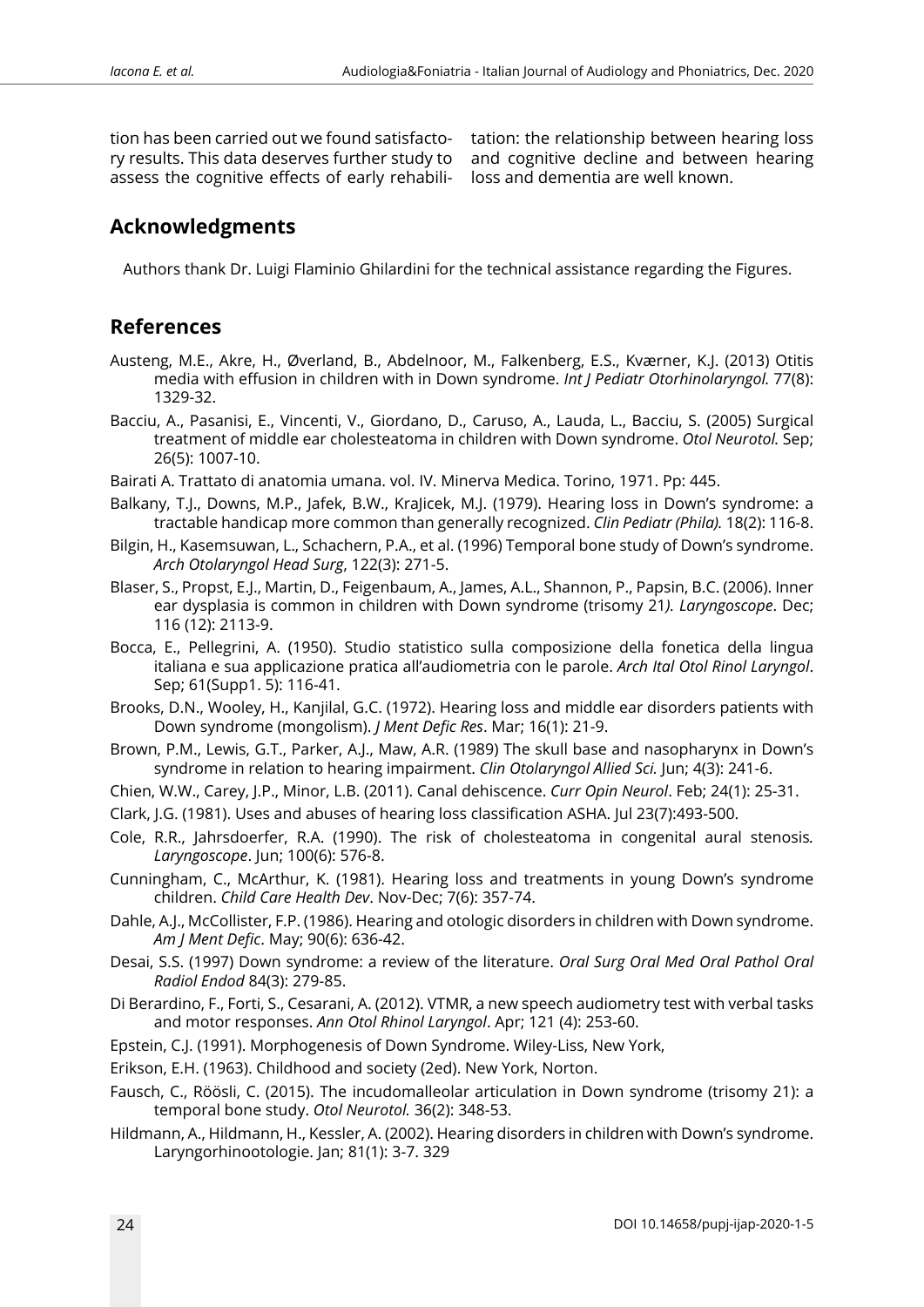tion has been carried out we found satisfactory results. This data deserves further study to assess the cognitive effects of early rehabilitation: the relationship between hearing loss and cognitive decline and between hearing loss and dementia are well known.

## Acknowledgments

Authors thank Dr. Luigi Flaminio Ghilardini for the technical assistance regarding the Figures.

## References

Austeng, M.E., Akre, H., Øverland, B., Abdelnoor, M., Falkenberg, E.S., Kværner, K.J. (2013) Otitis media with effusion in children with in Down syndrome. *Int J Pediatr Otorhinolaryngol.* 77(8): 1329-32.

Bacciu, A., Pasanisi, E., Vincenti, V., Giordano, D., Caruso, A., Lauda, L., Bacciu, S. (2005) Surgical treatment of middle ear cholesteatoma in children with Down syndrome. *Otol Neurotol.* Sep; 26(5): 1007-10.

Bairati A. Trattato di anatomia umana. vol. IV. Minerva Medica. Torino, 1971. Pp: 445.

Balkany, T.J., Downs, M.P., Jafek, B.W., KraJicek, M.J. (1979). Hearing loss in Down's syndrome: a tractable handicap more common than generally recognized. *Clin Pediatr (Phila).* 18(2): 116-8.

Bilgin, H., Kasemsuwan, L., Schachern, P.A., et al. (1996) Temporal bone study of Down's syndrome. *Arch Otolaryngol Head Surg*, 122(3): 271-5.

Blaser, S., Propst, E.J., Martin, D., Feigenbaum, A., James, A.L., Shannon, P., Papsin, B.C. (2006). Inner ear dysplasia is common in children with Down syndrome (trisomy 21*). Laryngoscope*. Dec; 116 (12): 2113-9.

Bocca, E., Pellegrini, A. (1950). Studio statistico sulla composizione della fonetica della lingua italiana e sua applicazione pratica all'audiometria con le parole. *Arch Ital Otol Rinol Laryngol*. Sep; 61(Supp1. 5): 116-41.

Brooks, D.N., Wooley, H., Kanjilal, G.C. (1972). Hearing loss and middle ear disorders patients with Down syndrome (mongolism). *J Ment Defic Res*. Mar; 16(1): 21-9.

Brown, P.M., Lewis, G.T., Parker, A.J., Maw, A.R. (1989) The skull base and nasopharynx in Down's syndrome in relation to hearing impairment. *Clin Otolaryngol Allied Sci.* Jun; 4(3): 241-6.

Chien, W.W., Carey, J.P., Minor, L.B. (2011). Canal dehiscence. *Curr Opin Neurol*. Feb; 24(1): 25-31.

Clark, J.G. (1981). Uses and abuses of hearing loss classification ASHA. Jul 23(7):493-500.

Cole, R.R., Jahrsdoerfer, R.A. (1990). The risk of cholesteatoma in congenital aural stenosis*. Laryngoscope*. Jun; 100(6): 576-8.

Cunningham, C., McArthur, K. (1981). Hearing loss and treatments in young Down's syndrome children. *Child Care Health Dev*. Nov-Dec; 7(6): 357-74.

Dahle, A.J., McCollister, F.P. (1986). Hearing and otologic disorders in children with Down syndrome. *Am J Ment Defic*. May; 90(6): 636-42.

Desai, S.S. (1997) Down syndrome: a review of the literature. *Oral Surg Oral Med Oral Pathol Oral Radiol Endod* 84(3): 279-85.

Di Berardino, F., Forti, S., Cesarani, A. (2012). VTMR, a new speech audiometry test with verbal tasks and motor responses. *Ann Otol Rhinol Laryngol*. Apr; 121 (4): 253-60.

Epstein, C.J. (1991). Morphogenesis of Down Syndrome. Wiley-Liss, New York,

Erikson, E.H. (1963). Childhood and society (2ed). New York, Norton.

Fausch, C., Röösli, C. (2015). The incudomalleolar articulation in Down syndrome (trisomy 21): a temporal bone study. *Otol Neurotol.* 36(2): 348-53.

Hildmann, A., Hildmann, H., Kessler, A. (2002). Hearing disorders in children with Down's syndrome. Laryngorhinootologie. Jan; 81(1): 3-7. 329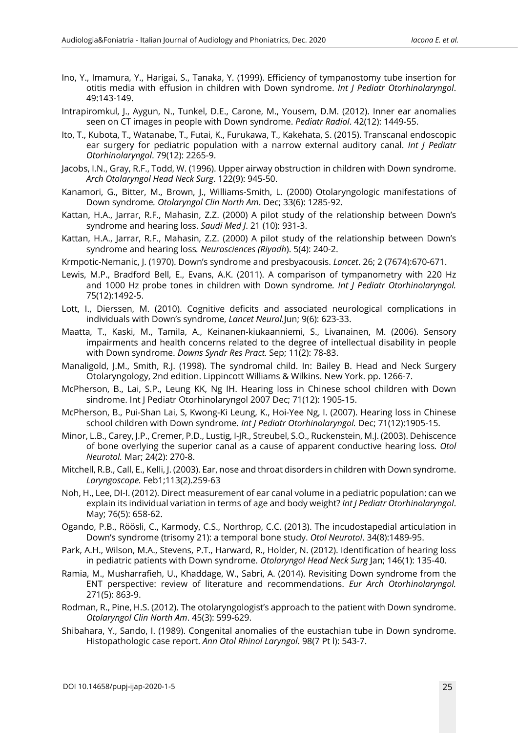Ino, Y., Imamura, Y., Harigai, S., Tanaka, Y. (1999). Efficiency of tympanostomy tube insertion for otitis media with effusion in children with Down syndrome. *Int J Pediatr Otorhinolaryngol*. 49:143-149.

Intrapiromkul, J., Aygun, N., Tunkel, D.E., Carone, M., Yousem, D.M. (2012). Inner ear anomalies seen on CT images in people with Down syndrome. *Pediatr Radiol*. 42(12): 1449-55.

Ito, T., Kubota, T., Watanabe, T., Futai, K., Furukawa, T., Kakehata, S. (2015). Transcanal endoscopic ear surgery for pediatric population with a narrow external auditory canal. *Int J Pediatr Otorhinolaryngol*. 79(12): 2265-9.

Jacobs, I.N., Gray, R.F., Todd, W. (1996). Upper airway obstruction in children with Down syndrome. *Arch Otolaryngol Head Neck Surg*. 122(9): 945-50.

Kanamori, G., Bitter, M., Brown, J., Williams-Smith, L. (2000) Otolaryngologic manifestations of Down syndrome*. Otolaryngol Clin North Am*. Dec; 33(6): 1285-92.

Kattan, H.A., Jarrar, R.F., Mahasin, Z.Z. (2000) A pilot study of the relationship between Down's syndrome and hearing loss. *Saudi Med J*. 21 (10): 931-3.

Kattan, H.A., Jarrar, R.F., Mahasin, Z.Z. (2000) A pilot study of the relationship between Down's syndrome and hearing loss*. Neurosciences (Riyadh*). 5(4): 240-2.

Krmpotic-Nemanic, J. (1970). Down's syndrome and presbyacousis. *Lancet*. 26; 2 (7674):670-671.

Lewis, M.P., Bradford Bell, E., Evans, A.K. (2011). A comparison of tympanometry with 220 Hz and 1000 Hz probe tones in children with Down syndrome*. Int J Pediatr Otorhinolaryngol.* 75(12):1492-5.

Lott, I., Dierssen, M. (2010). Cognitive deficits and associated neurological complications in individuals with Down's syndrome, *Lancet Neurol*.Jun; 9(6): 623-33.

Maatta, T., Kaski, M., Tamila, A., Keinanen-kiukaanniemi, S., Livanainen, M. (2006). Sensory impairments and health concerns related to the degree of intellectual disability in people with Down syndrome. *Downs Syndr Res Pract.* Sep; 11(2): 78-83.

Manaligold, J.M., Smith, R.J. (1998). The syndromal child. In: Bailey B. Head and Neck Surgery Otolaryngology, 2nd edition. Lippincott Williams & Wilkins. New York. pp. 1266-7.

McPherson, B., Lai, S.P., Leung KK, Ng IH. Hearing loss in Chinese school children with Down sindrome. Int J Pediatr Otorhinolaryngol 2007 Dec; 71(12): 1905-15.

McPherson, B., Pui-Shan Lai, S, Kwong-Ki Leung, K., Hoi-Yee Ng, I. (2007). Hearing loss in Chinese school children with Down syndrome*. Int J Pediatr Otorhinolaryngol.* Dec; 71(12):1905-15.

Minor, L.B., Carey, J.P., Cremer, P.D., Lustig, I-JR., Streubel, S.O., Ruckenstein, M.J. (2003). Dehiscence of bone overlying the superior canal as a cause of apparent conductive hearing loss*. Otol Neurotol.* Mar; 24(2): 270-8.

Mitchell, R.B., Call, E., Kelli, J. (2003). Ear, nose and throat disorders in children with Down syndrome. *Laryngoscope.* Feb1;113(2).259-63

Noh, H., Lee, DI-I. (2012). Direct measurement of ear canal volume in a pediatric population: can we explain its individual variation in terms of age and body weight? *Int J Pediatr Otorhinolaryngol*. May; 76(5): 658-62.

Ogando, P.B., Röösli, C., Karmody, C.S., Northrop, C.C. (2013). The incudostapedial articulation in Down's syndrome (trisomy 21): a temporal bone study. *Otol Neurotol*. 34(8):1489-95.

Park, A.H., Wilson, M.A., Stevens, P.T., Harward, R., Holder, N. (2012). Identification of hearing loss in pediatric patients with Down syndrome. *Otolaryngol Head Neck Surg* Jan; 146(1): 135-40.

Ramia, M., Musharrafieh, U., Khaddage, W., Sabri, A. (2014). Revisiting Down syndrome from the ENT perspective: review of literature and recommendations. *Eur Arch Otorhinolaryngol.* 271(5): 863-9.

Rodman, R., Pine, H.S. (2012). The otolaryngologist's approach to the patient with Down syndrome. *Otolaryngol Clin North Am*. 45(3): 599-629.

Shibahara, Y., Sando, I. (1989). Congenital anomalies of the eustachian tube in Down syndrome. Histopathologic case report. *Ann Otol Rhinol Laryngol*. 98(7 Pt l): 543-7.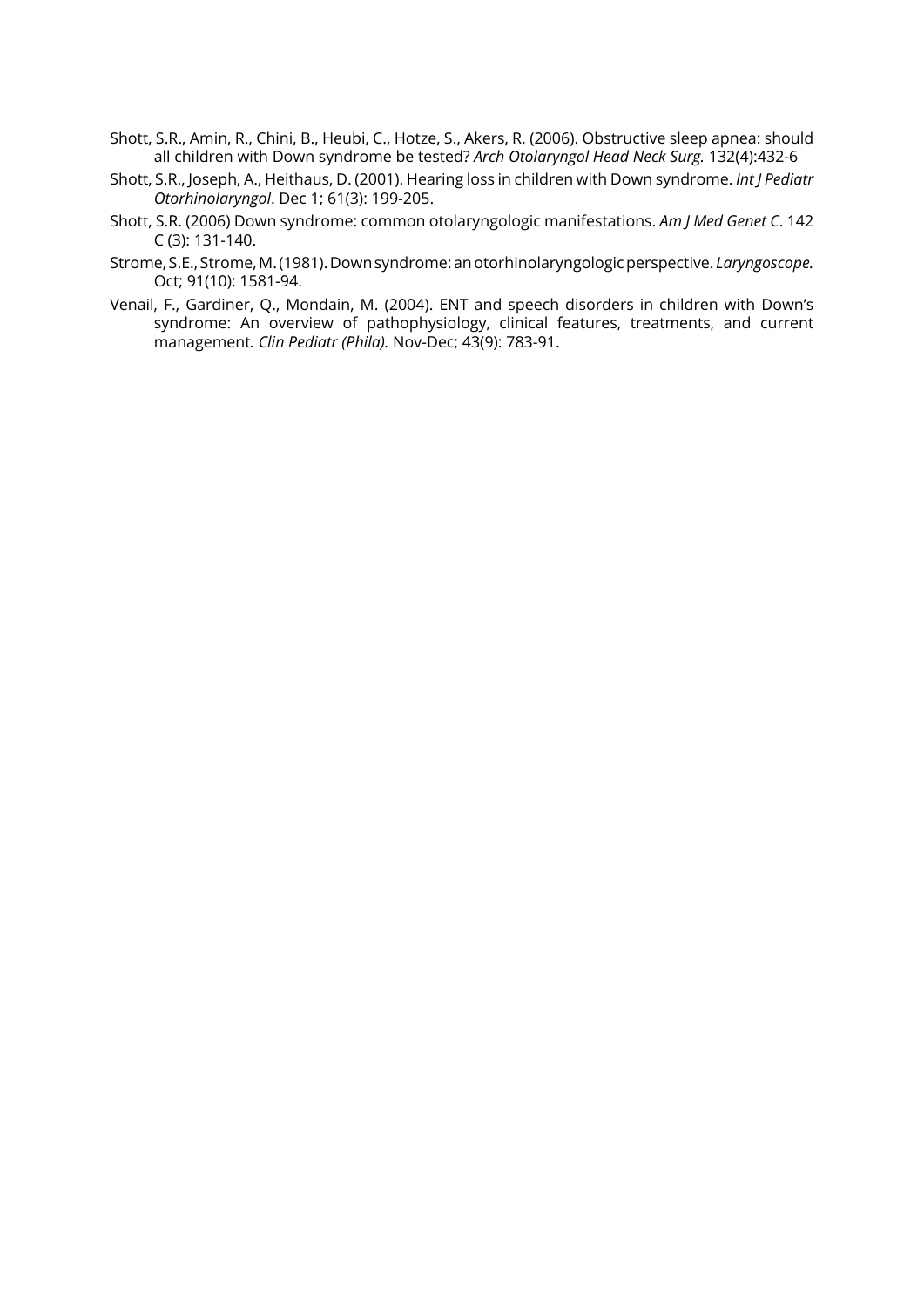Shott, S.R., Amin, R., Chini, B., Heubi, C., Hotze, S., Akers, R. (2006). Obstructive sleep apnea: should all children with Down syndrome be tested? *Arch Otolaryngol Head Neck Surg.* 132(4):432-6

Shott, S.R., Joseph, A., Heithaus, D. (2001). Hearing loss in children with Down syndrome. *Int J Pediatr Otorhinolaryngol*. Dec 1; 61(3): 199-205.

Shott, S.R. (2006) Down syndrome: common otolaryngologic manifestations. *Am J Med Genet C*. 142 C (3): 131-140.

Strome, S.E., Strome, M. (1981). Down syndrome: an otorhinolaryngologic perspective. *Laryngoscope.* Oct; 91(10): 1581-94.

Venail, F., Gardiner, Q., Mondain, M. (2004). ENT and speech disorders in children with Down's syndrome: An overview of pathophysiology, clinical features, treatments, and current management*. Clin Pediatr (Phila).* Nov-Dec; 43(9): 783-91.